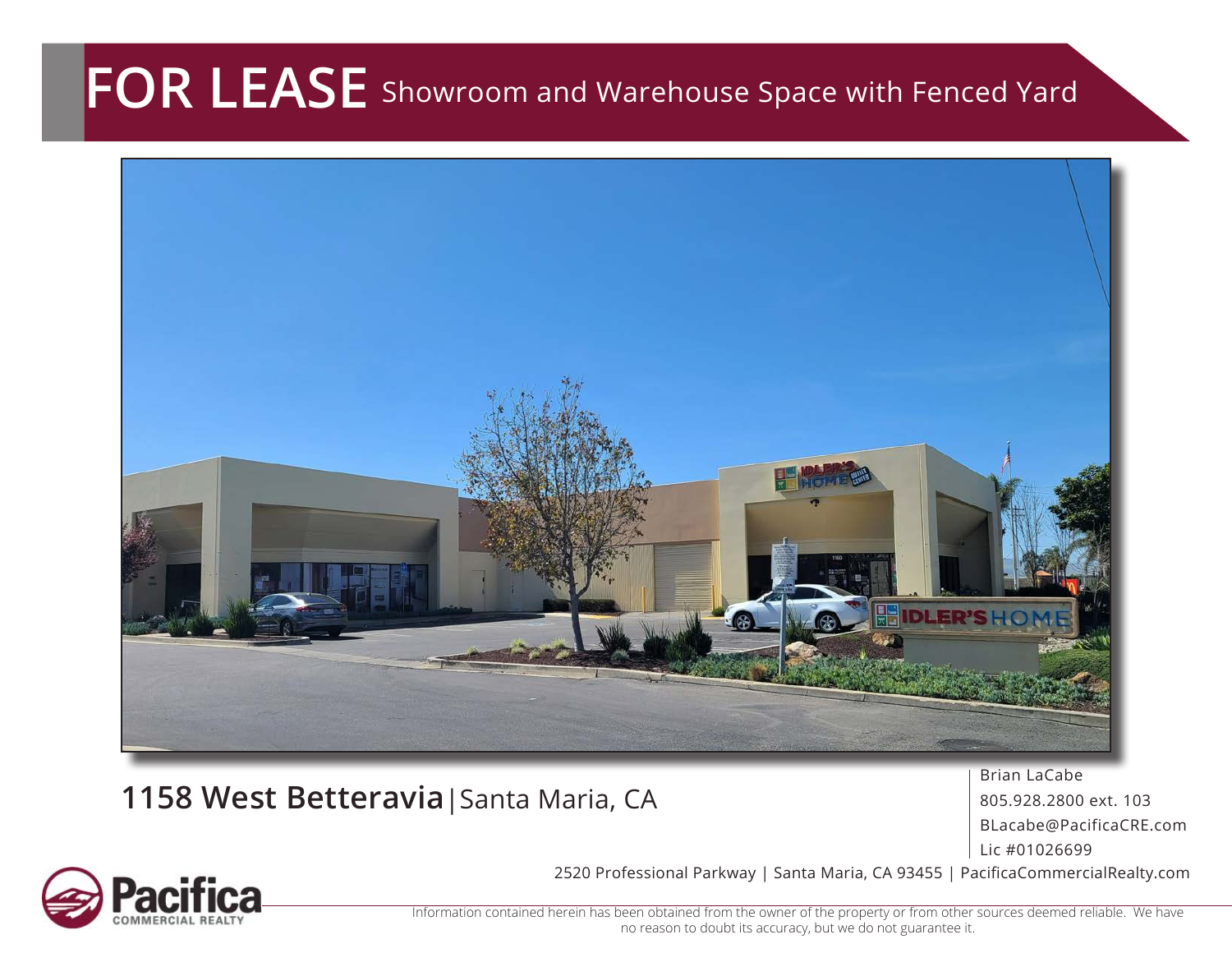# FOR LEASE Showroom and Warehouse Space with Fenced Yard

## 1158 West Betteravia | Santa Maria, CA

Brian LaCabe
805.928.2800 ext. 103
BLacabe@PacificaCRE.com
Lic #01026699

2520 Professional Parkway | Santa Maria, CA 93455 | PacificaCommercialRealty.com

Pacifica COMMERCIAL REALTY

Information contained herein has been obtained from the owner of the property or from other sources deemed reliable. We have no reason to doubt its accuracy, but we do not guarantee it.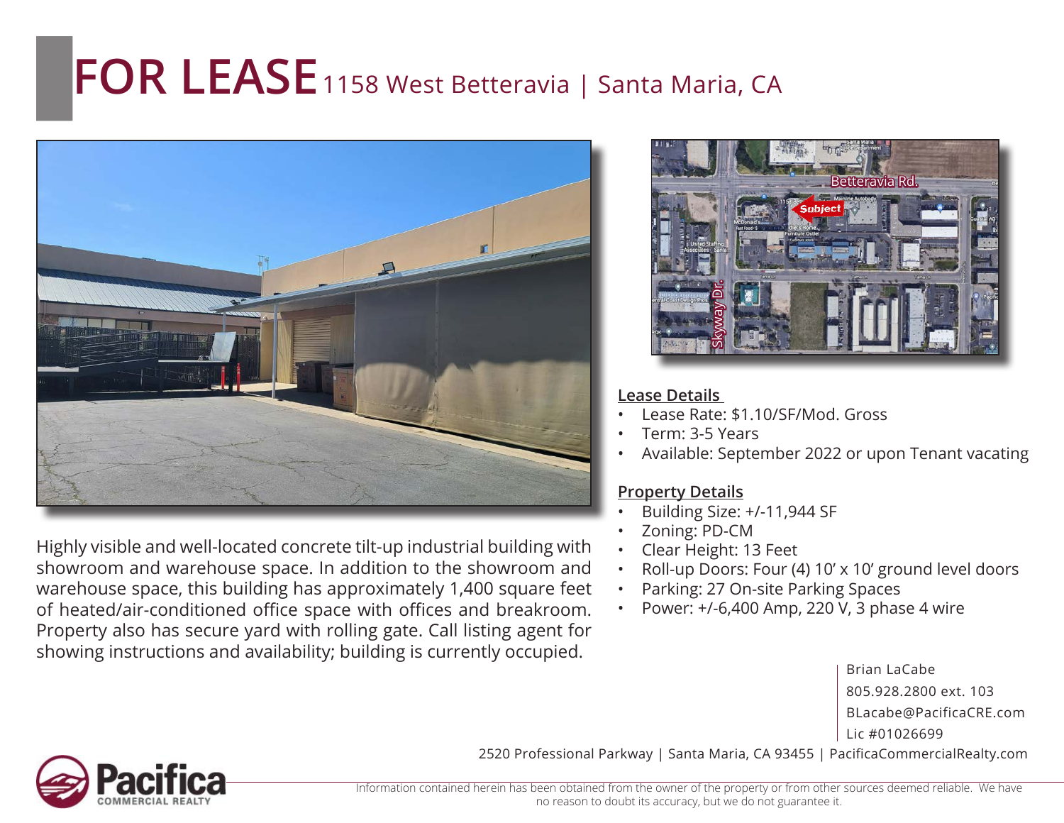# FOR LEASE 1158 West Betteravia | Santa Maria, CA

Highly visible and well-located concrete tilt-up industrial building with showroom and warehouse space. In addition to the showroom and warehouse space, this building has approximately 1,400 square feet of heated/air-conditioned office space with offices and breakroom. Property also has secure yard with rolling gate. Call listing agent for showing instructions and availability; building is currently occupied.

## Lease Details

- Lease Rate: $1.10/SF/Mod. Gross
- Term: 3-5 Years
- Available: September 2022 or upon Tenant vacating

## Property Details

- Building Size: +/-11,944 SF
- Zoning: PD-CM
- Clear Height: 13 Feet
- Roll-up Doors: Four (4) 10' x 10' ground level doors
- Parking: 27 On-site Parking Spaces
- Power: +/-6,400 Amp, 220 V, 3 phase 4 wire

Brian LaCabe
805.928.2800 ext. 103
BLacabe@PacificaCRE.com
Lic #01026699

2520 Professional Parkway | Santa Maria, CA 93455 | PacificaCommercialRealty.com

Pacifica COMMERCIAL REALTY

Information contained herein has been obtained from the owner of the property or from other sources deemed reliable. We have no reason to doubt its accuracy, but we do not guarantee it.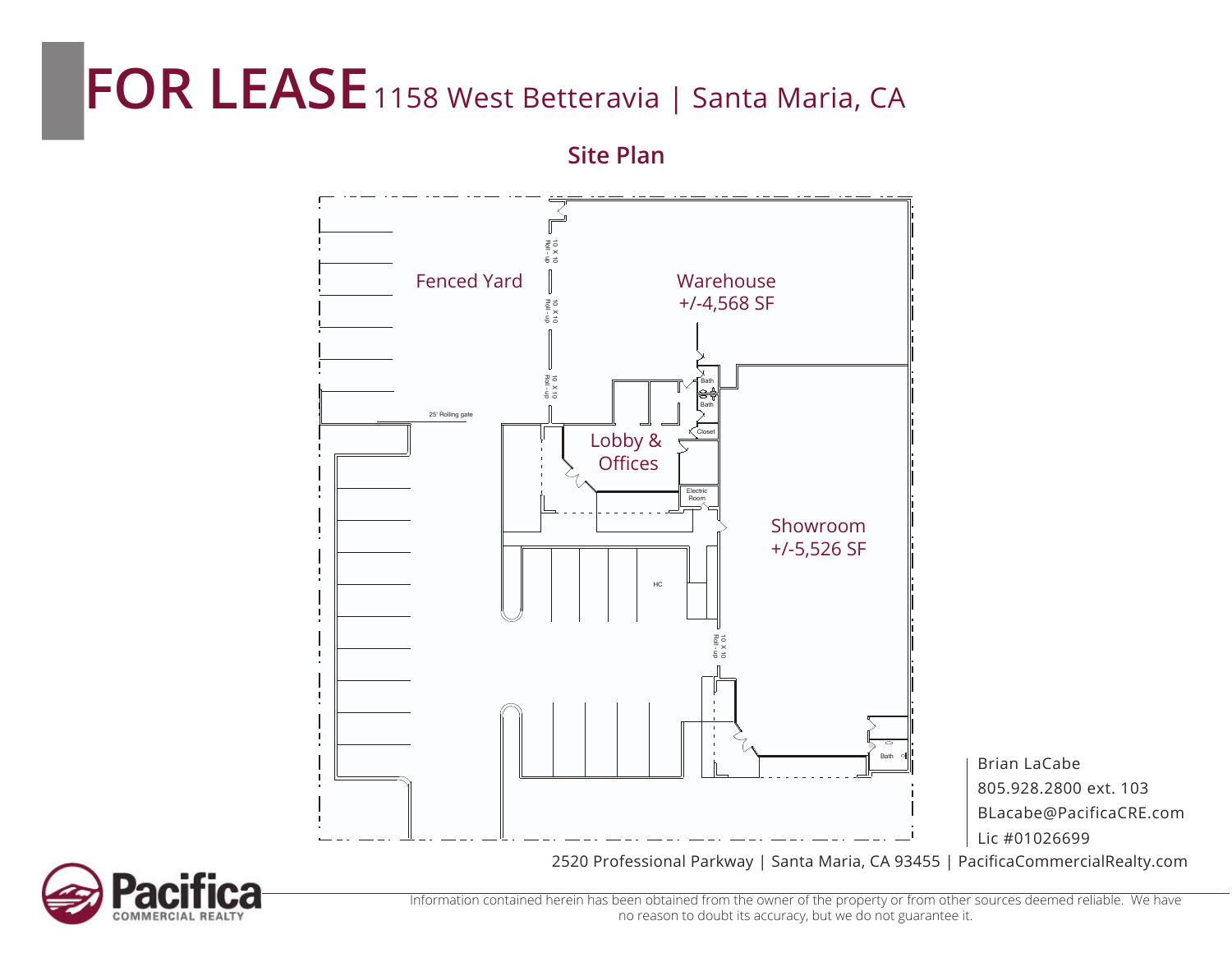# FOR LEASE 1158 West Betteravia | Santa Maria, CA

## Site Plan

Fenced Yard

Warehouse
+/-4,568 SF

10 X 10 Roll - up

10 X 10 Roll - up

10 X 10 Roll - up

Bath

Bath

Closet

25' Rolling gate

Lobby & Offices

Electric Room

Showroom
+/-5,526 SF

HC

10 X 10 Roll - up

Bath

Brian LaCabe
805.928.2800 ext. 103
BLacabe@PacificaCRE.com
Lic #01026699

2520 Professional Parkway | Santa Maria, CA 93455 | PacificaCommercialRealty.com

Pacifica COMMERCIAL REALTY

Information contained herein has been obtained from the owner of the property or from other sources deemed reliable. We have no reason to doubt its accuracy, but we do not guarantee it.